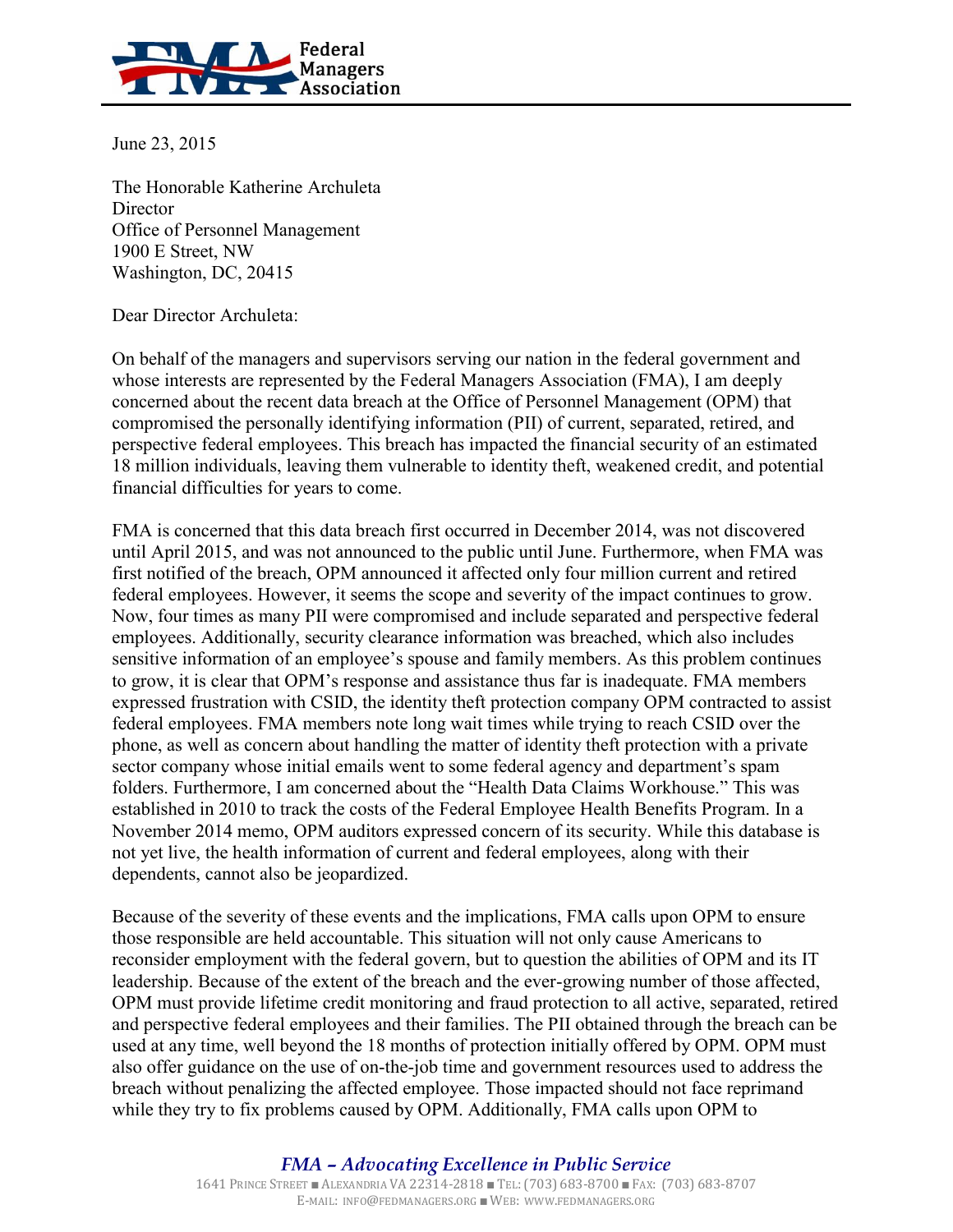**Federal Managers Association**

June 23, 2015

The Honorable Katherine Archuleta
Director
Office of Personnel Management
1900 E Street, NW
Washington, DC, 20415

Dear Director Archuleta:

On behalf of the managers and supervisors serving our nation in the federal government and whose interests are represented by the Federal Managers Association (FMA), I am deeply concerned about the recent data breach at the Office of Personnel Management (OPM) that compromised the personally identifying information (PII) of current, separated, retired, and perspective federal employees. This breach has impacted the financial security of an estimated 18 million individuals, leaving them vulnerable to identity theft, weakened credit, and potential financial difficulties for years to come.

FMA is concerned that this data breach first occurred in December 2014, was not discovered until April 2015, and was not announced to the public until June. Furthermore, when FMA was first notified of the breach, OPM announced it affected only four million current and retired federal employees. However, it seems the scope and severity of the impact continues to grow. Now, four times as many PII were compromised and include separated and perspective federal employees. Additionally, security clearance information was breached, which also includes sensitive information of an employee's spouse and family members. As this problem continues to grow, it is clear that OPM's response and assistance thus far is inadequate. FMA members expressed frustration with CSID, the identity theft protection company OPM contracted to assist federal employees. FMA members note long wait times while trying to reach CSID over the phone, as well as concern about handling the matter of identity theft protection with a private sector company whose initial emails went to some federal agency and department's spam folders. Furthermore, I am concerned about the "Health Data Claims Workhouse." This was established in 2010 to track the costs of the Federal Employee Health Benefits Program. In a November 2014 memo, OPM auditors expressed concern of its security. While this database is not yet live, the health information of current and federal employees, along with their dependents, cannot also be jeopardized.

Because of the severity of these events and the implications, FMA calls upon OPM to ensure those responsible are held accountable. This situation will not only cause Americans to reconsider employment with the federal govern, but to question the abilities of OPM and its IT leadership. Because of the extent of the breach and the ever-growing number of those affected, OPM must provide lifetime credit monitoring and fraud protection to all active, separated, retired and perspective federal employees and their families. The PII obtained through the breach can be used at any time, well beyond the 18 months of protection initially offered by OPM. OPM must also offer guidance on the use of on-the-job time and government resources used to address the breach without penalizing the affected employee. Those impacted should not face reprimand while they try to fix problems caused by OPM. Additionally, FMA calls upon OPM to

*FMA – Advocating Excellence in Public Service*
1641 Prince Street ■ Alexandria VA 22314-2818 ■ Tel: (703) 683-8700 ■ Fax: (703) 683-8707
E-mail: info@fedmanagers.org ■ Web: www.fedmanagers.org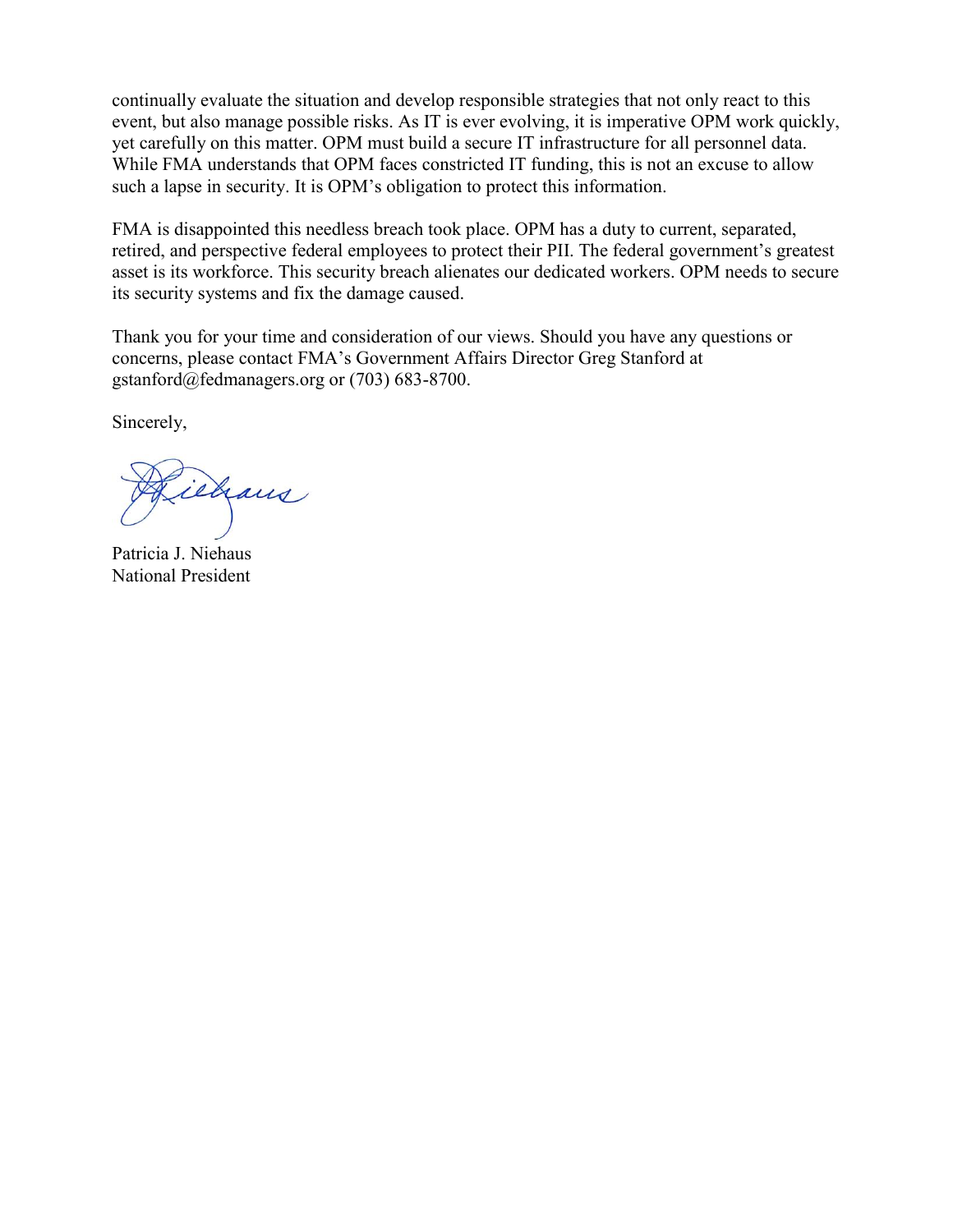continually evaluate the situation and develop responsible strategies that not only react to this event, but also manage possible risks. As IT is ever evolving, it is imperative OPM work quickly, yet carefully on this matter. OPM must build a secure IT infrastructure for all personnel data. While FMA understands that OPM faces constricted IT funding, this is not an excuse to allow such a lapse in security. It is OPM's obligation to protect this information.

FMA is disappointed this needless breach took place. OPM has a duty to current, separated, retired, and perspective federal employees to protect their PII. The federal government's greatest asset is its workforce. This security breach alienates our dedicated workers. OPM needs to secure its security systems and fix the damage caused.

Thank you for your time and consideration of our views. Should you have any questions or concerns, please contact FMA's Government Affairs Director Greg Stanford at gstanford@fedmanagers.org or (703) 683-8700.

Sincerely,

Patricia J. Niehaus
National President